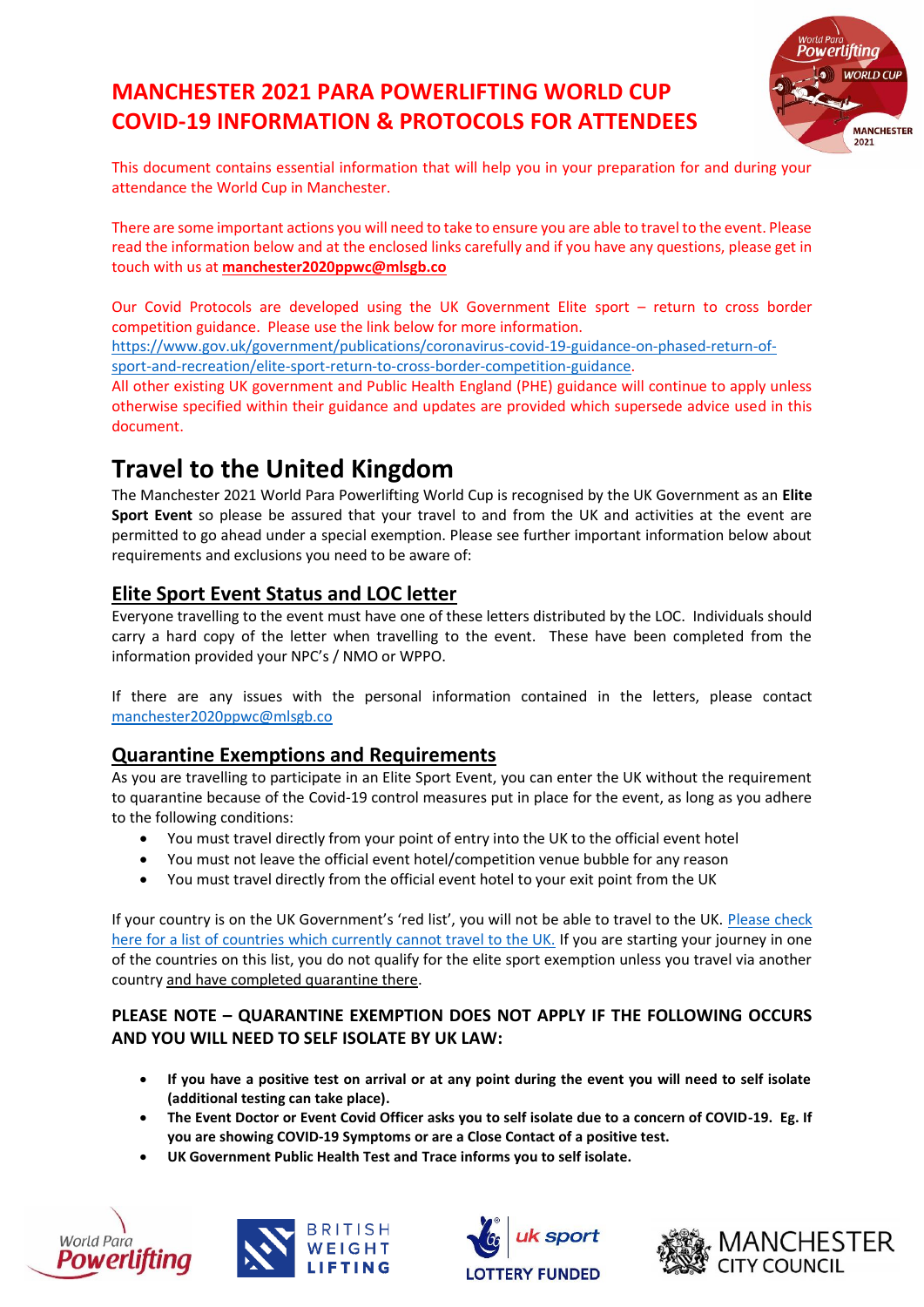# MANCHESTER 2021 PARA POWERLIFTING WORLD CUP COVID-19 INFORMATION & PROTOCOLS FOR ATTENDEES

This document contains essential information that will help you in your preparation for and during your attendance the World Cup in Manchester.

There are some important actions you will need to take to ensure you are able to travel to the event. Please read the information below and at the enclosed links carefully and if you have any questions, please get in touch with us at **manchester2020ppwc@mlsgb.co**

Our Covid Protocols are developed using the UK Government Elite sport – return to cross border competition guidance. Please use the link below for more information.
https://www.gov.uk/government/publications/coronavirus-covid-19-guidance-on-phased-return-of-sport-and-recreation/elite-sport-return-to-cross-border-competition-guidance.
All other existing UK government and Public Health England (PHE) guidance will continue to apply unless otherwise specified within their guidance and updates are provided which supersede advice used in this document.

# Travel to the United Kingdom

The Manchester 2021 World Para Powerlifting World Cup is recognised by the UK Government as an **Elite Sport Event** so please be assured that your travel to and from the UK and activities at the event are permitted to go ahead under a special exemption. Please see further important information below about requirements and exclusions you need to be aware of:

## Elite Sport Event Status and LOC letter

Everyone travelling to the event must have one of these letters distributed by the LOC. Individuals should carry a hard copy of the letter when travelling to the event. These have been completed from the information provided your NPC's / NMO or WPPO.

If there are any issues with the personal information contained in the letters, please contact manchester2020ppwc@mlsgb.co

## Quarantine Exemptions and Requirements

As you are travelling to participate in an Elite Sport Event, you can enter the UK without the requirement to quarantine because of the Covid-19 control measures put in place for the event, as long as you adhere to the following conditions:

- You must travel directly from your point of entry into the UK to the official event hotel
- You must not leave the official event hotel/competition venue bubble for any reason
- You must travel directly from the official event hotel to your exit point from the UK

If your country is on the UK Government's 'red list', you will not be able to travel to the UK. Please check here for a list of countries which currently cannot travel to the UK. If you are starting your journey in one of the countries on this list, you do not qualify for the elite sport exemption unless you travel via another country and have completed quarantine there.

### PLEASE NOTE – QUARANTINE EXEMPTION DOES NOT APPLY IF THE FOLLOWING OCCURS AND YOU WILL NEED TO SELF ISOLATE BY UK LAW:

- **If you have a positive test on arrival or at any point during the event you will need to self isolate (additional testing can take place).**
- **The Event Doctor or Event Covid Officer asks you to self isolate due to a concern of COVID-19. Eg. If you are showing COVID-19 Symptoms or are a Close Contact of a positive test.**
- **UK Government Public Health Test and Trace informs you to self isolate.**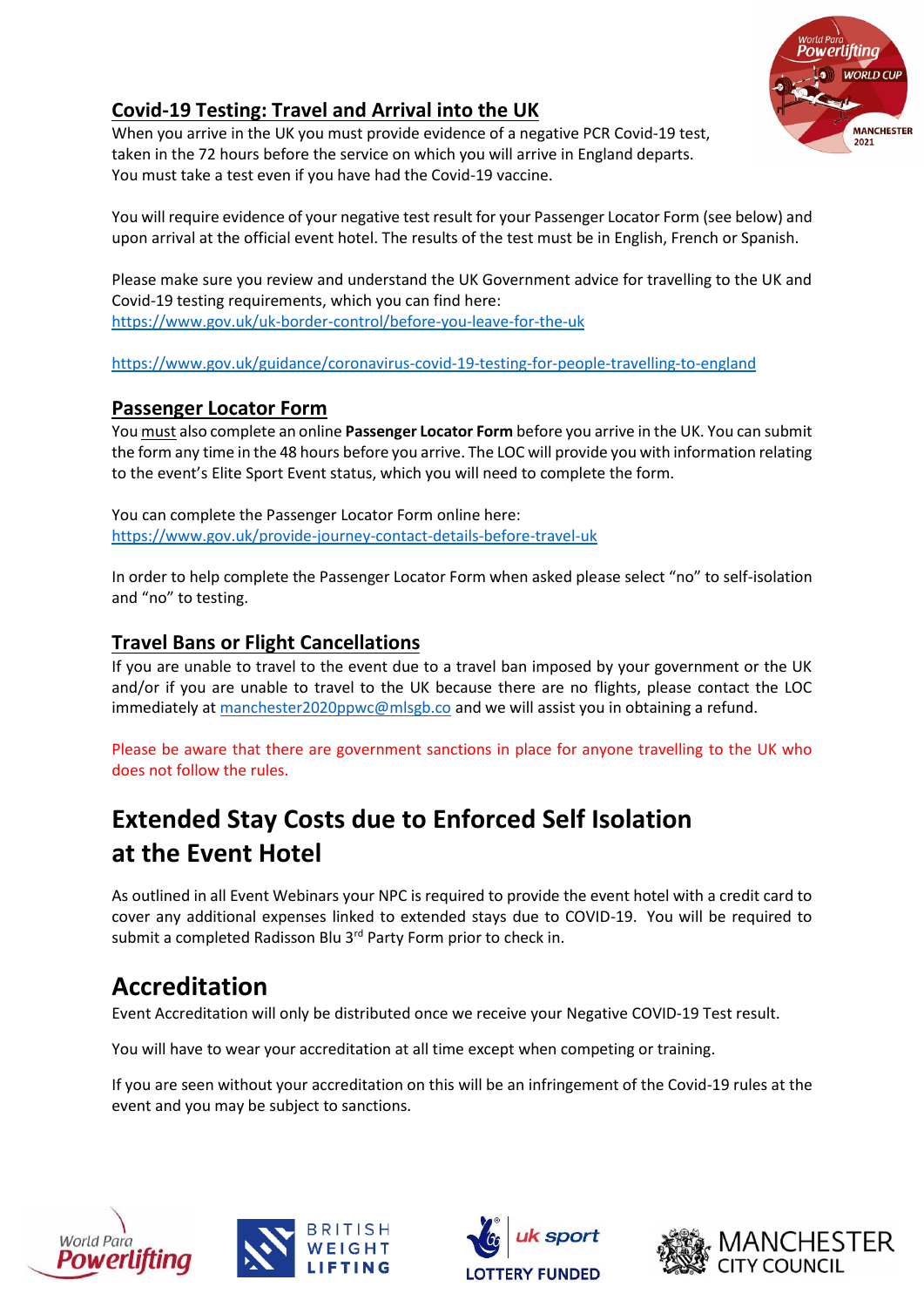## Covid-19 Testing: Travel and Arrival into the UK

When you arrive in the UK you must provide evidence of a negative PCR Covid-19 test, taken in the 72 hours before the service on which you will arrive in England departs. You must take a test even if you have had the Covid-19 vaccine.

You will require evidence of your negative test result for your Passenger Locator Form (see below) and upon arrival at the official event hotel. The results of the test must be in English, French or Spanish.

Please make sure you review and understand the UK Government advice for travelling to the UK and Covid-19 testing requirements, which you can find here:
https://www.gov.uk/uk-border-control/before-you-leave-for-the-uk

https://www.gov.uk/guidance/coronavirus-covid-19-testing-for-people-travelling-to-england

## Passenger Locator Form

You must also complete an online **Passenger Locator Form** before you arrive in the UK. You can submit the form any time in the 48 hours before you arrive. The LOC will provide you with information relating to the event's Elite Sport Event status, which you will need to complete the form.

You can complete the Passenger Locator Form online here:
https://www.gov.uk/provide-journey-contact-details-before-travel-uk

In order to help complete the Passenger Locator Form when asked please select "no" to self-isolation and "no" to testing.

## Travel Bans or Flight Cancellations

If you are unable to travel to the event due to a travel ban imposed by your government or the UK and/or if you are unable to travel to the UK because there are no flights, please contact the LOC immediately at manchester2020ppwc@mlsgb.co and we will assist you in obtaining a refund.

Please be aware that there are government sanctions in place for anyone travelling to the UK who does not follow the rules.

# Extended Stay Costs due to Enforced Self Isolation at the Event Hotel

As outlined in all Event Webinars your NPC is required to provide the event hotel with a credit card to cover any additional expenses linked to extended stays due to COVID-19. You will be required to submit a completed Radisson Blu 3rd Party Form prior to check in.

# Accreditation

Event Accreditation will only be distributed once we receive your Negative COVID-19 Test result.

You will have to wear your accreditation at all time except when competing or training.

If you are seen without your accreditation on this will be an infringement of the Covid-19 rules at the event and you may be subject to sanctions.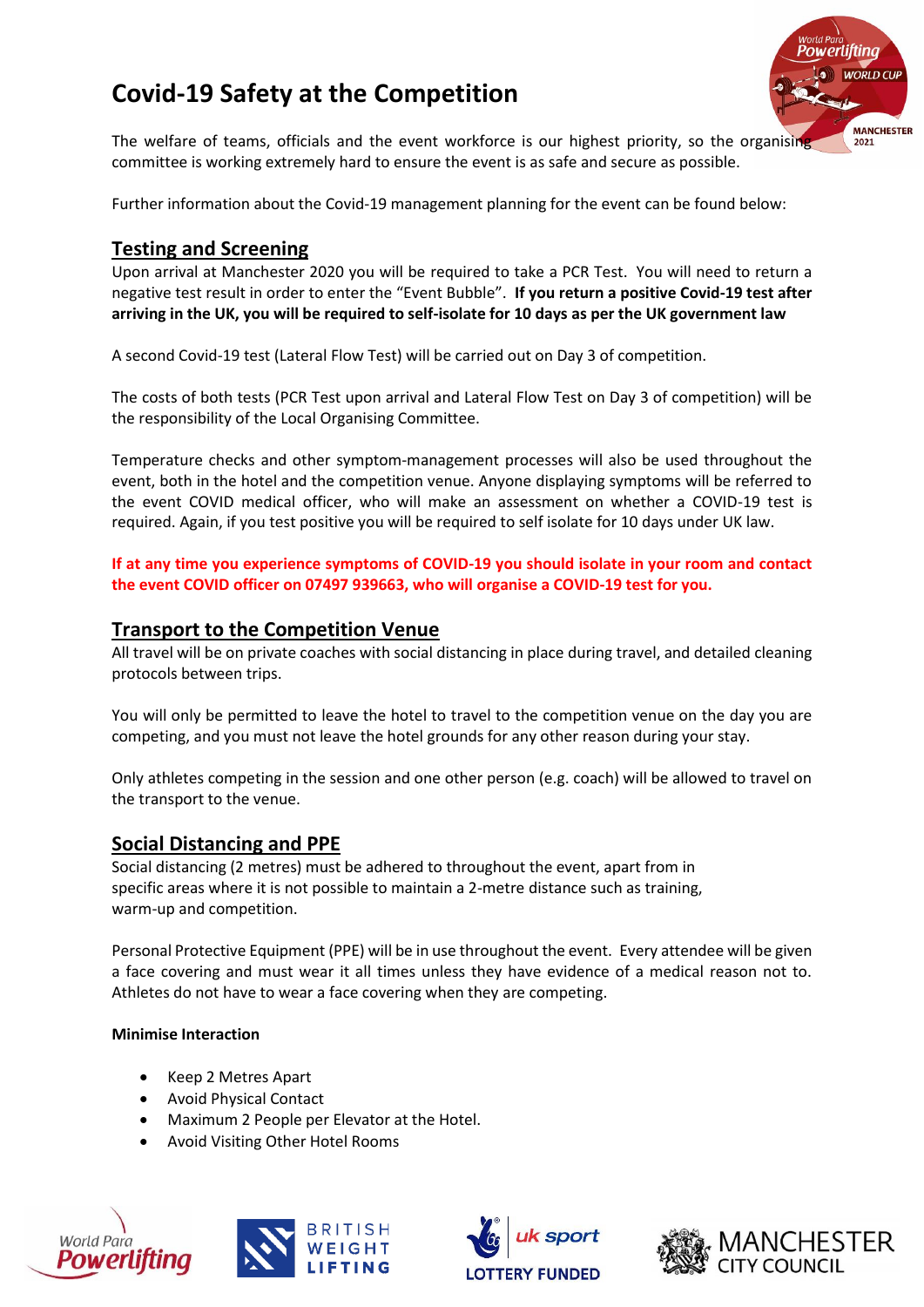# Covid-19 Safety at the Competition

The welfare of teams, officials and the event workforce is our highest priority, so the organising committee is working extremely hard to ensure the event is as safe and secure as possible.

Further information about the Covid-19 management planning for the event can be found below:

## Testing and Screening

Upon arrival at Manchester 2020 you will be required to take a PCR Test. You will need to return a negative test result in order to enter the "Event Bubble". **If you return a positive Covid-19 test after arriving in the UK, you will be required to self-isolate for 10 days as per the UK government law**

A second Covid-19 test (Lateral Flow Test) will be carried out on Day 3 of competition.

The costs of both tests (PCR Test upon arrival and Lateral Flow Test on Day 3 of competition) will be the responsibility of the Local Organising Committee.

Temperature checks and other symptom-management processes will also be used throughout the event, both in the hotel and the competition venue. Anyone displaying symptoms will be referred to the event COVID medical officer, who will make an assessment on whether a COVID-19 test is required. Again, if you test positive you will be required to self isolate for 10 days under UK law.

**If at any time you experience symptoms of COVID-19 you should isolate in your room and contact the event COVID officer on 07497 939663, who will organise a COVID-19 test for you.**

## Transport to the Competition Venue

All travel will be on private coaches with social distancing in place during travel, and detailed cleaning protocols between trips.

You will only be permitted to leave the hotel to travel to the competition venue on the day you are competing, and you must not leave the hotel grounds for any other reason during your stay.

Only athletes competing in the session and one other person (e.g. coach) will be allowed to travel on the transport to the venue.

## Social Distancing and PPE

Social distancing (2 metres) must be adhered to throughout the event, apart from in specific areas where it is not possible to maintain a 2-metre distance such as training, warm-up and competition.

Personal Protective Equipment (PPE) will be in use throughout the event. Every attendee will be given a face covering and must wear it all times unless they have evidence of a medical reason not to. Athletes do not have to wear a face covering when they are competing.

**Minimise Interaction**

- Keep 2 Metres Apart
- Avoid Physical Contact
- Maximum 2 People per Elevator at the Hotel.
- Avoid Visiting Other Hotel Rooms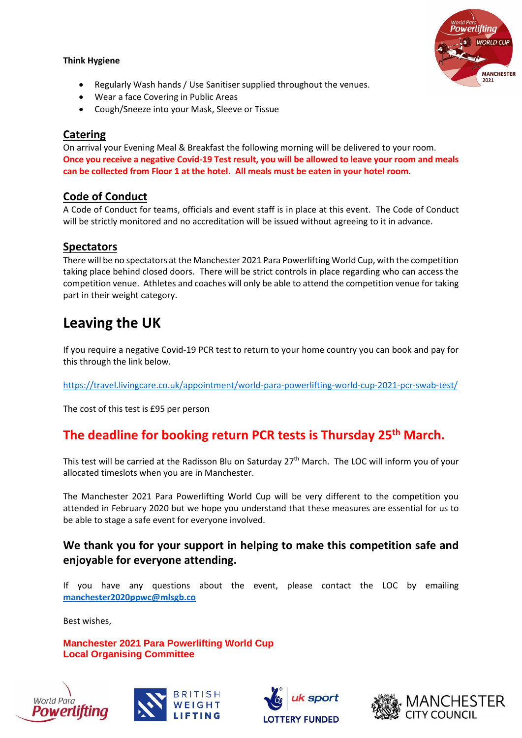**Think Hygiene**

- Regularly Wash hands / Use Sanitiser supplied throughout the venues.
- Wear a face Covering in Public Areas
- Cough/Sneeze into your Mask, Sleeve or Tissue

## Catering

On arrival your Evening Meal & Breakfast the following morning will be delivered to your room. **Once you receive a negative Covid-19 Test result, you will be allowed to leave your room and meals can be collected from Floor 1 at the hotel. All meals must be eaten in your hotel room**.

## Code of Conduct

A Code of Conduct for teams, officials and event staff is in place at this event. The Code of Conduct will be strictly monitored and no accreditation will be issued without agreeing to it in advance.

## Spectators

There will be no spectators at the Manchester 2021 Para Powerlifting World Cup, with the competition taking place behind closed doors. There will be strict controls in place regarding who can access the competition venue. Athletes and coaches will only be able to attend the competition venue for taking part in their weight category.

# Leaving the UK

If you require a negative Covid-19 PCR test to return to your home country you can book and pay for this through the link below.

https://travel.livingcare.co.uk/appointment/world-para-powerlifting-world-cup-2021-pcr-swab-test/

The cost of this test is £95 per person

## The deadline for booking return PCR tests is Thursday 25th March.

This test will be carried at the Radisson Blu on Saturday 27th March. The LOC will inform you of your allocated timeslots when you are in Manchester.

The Manchester 2021 Para Powerlifting World Cup will be very different to the competition you attended in February 2020 but we hope you understand that these measures are essential for us to be able to stage a safe event for everyone involved.

### We thank you for your support in helping to make this competition safe and enjoyable for everyone attending.

If you have any questions about the event, please contact the LOC by emailing **manchester2020ppwc@mlsgb.co**

Best wishes,

**Manchester 2021 Para Powerlifting World Cup**
**Local Organising Committee**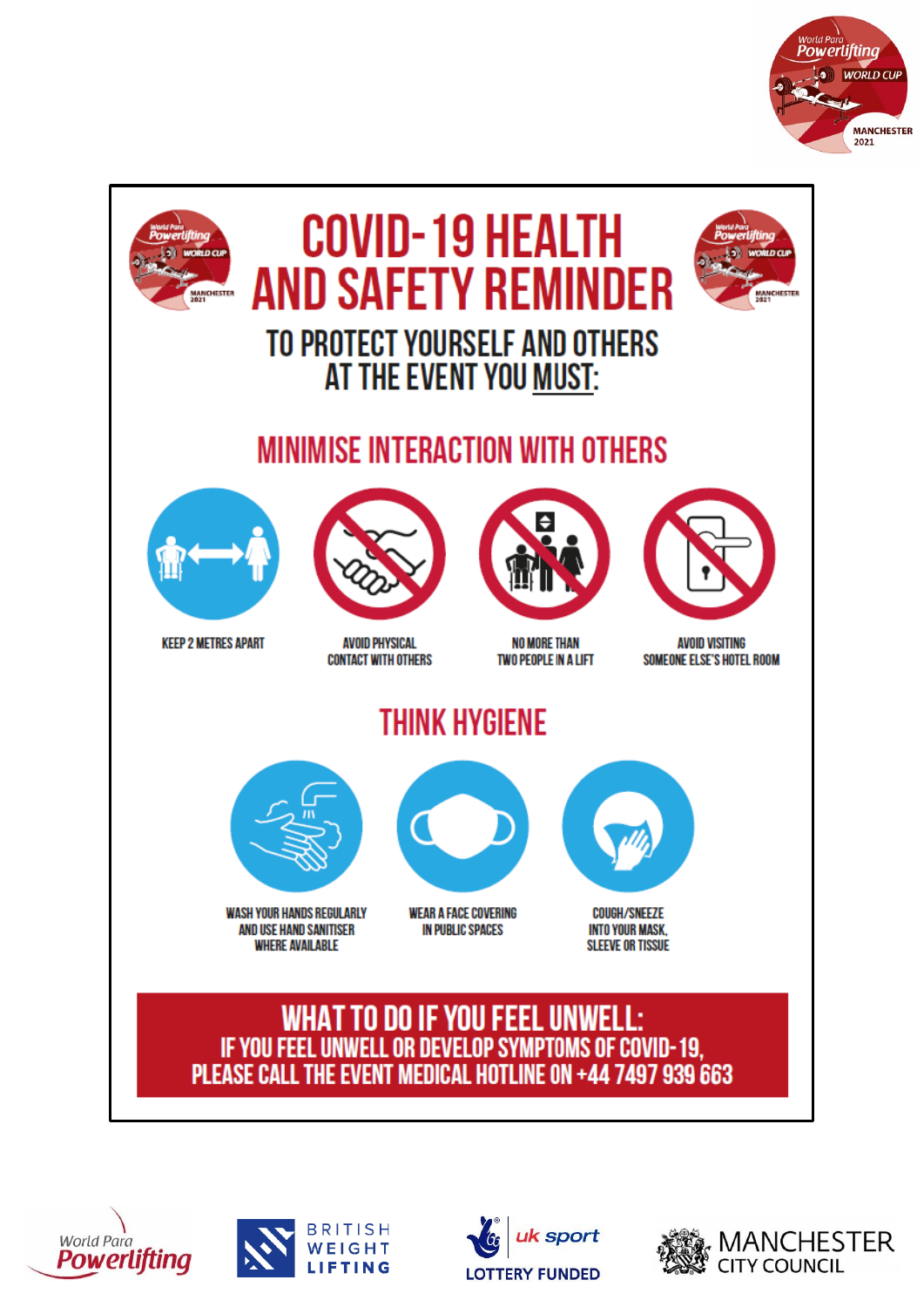# COVID-19 HEALTH AND SAFETY REMINDER

### TO PROTECT YOURSELF AND OTHERS AT THE EVENT YOU MUST:

## MINIMISE INTERACTION WITH OTHERS

- KEEP 2 METRES APART
- AVOID PHYSICAL CONTACT WITH OTHERS
- NO MORE THAN TWO PEOPLE IN A LIFT
- AVOID VISITING SOMEONE ELSE'S HOTEL ROOM

## THINK HYGIENE

- WASH YOUR HANDS REGULARLY AND USE HAND SANITISER WHERE AVAILABLE
- WEAR A FACE COVERING IN PUBLIC SPACES
- COUGH/SNEEZE INTO YOUR MASK, SLEEVE OR TISSUE

## WHAT TO DO IF YOU FEEL UNWELL:

**IF YOU FEEL UNWELL OR DEVELOP SYMPTOMS OF COVID-19, PLEASE CALL THE EVENT MEDICAL HOTLINE ON +44 7497 939 663**

World Para Powerlifting | British Weight Lifting | uk sport LOTTERY FUNDED | Manchester City Council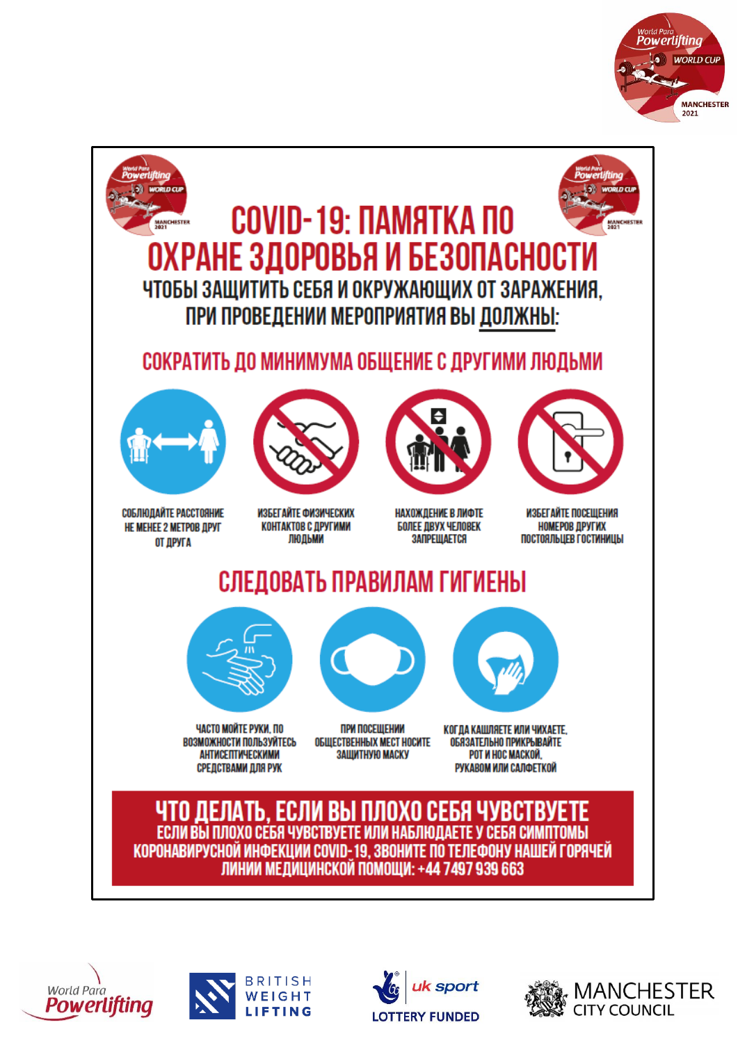# COVID-19: ПАМЯТКА ПО ОХРАНЕ ЗДОРОВЬЯ И БЕЗОПАСНОСТИ

**ЧТОБЫ ЗАЩИТИТЬ СЕБЯ И ОКРУЖАЮЩИХ ОТ ЗАРАЖЕНИЯ, ПРИ ПРОВЕДЕНИИ МЕРОПРИЯТИЯ ВЫ ДОЛЖНЫ:**

## СОКРАТИТЬ ДО МИНИМУМА ОБЩЕНИЕ С ДРУГИМИ ЛЮДЬМИ

- СОБЛЮДАЙТЕ РАССТОЯНИЕ НЕ МЕНЕЕ 2 МЕТРОВ ДРУГ ОТ ДРУГА
- ИЗБЕГАЙТЕ ФИЗИЧЕСКИХ КОНТАКТОВ С ДРУГИМИ ЛЮДЬМИ
- НАХОЖДЕНИЕ В ЛИФТЕ БОЛЕЕ ДВУХ ЧЕЛОВЕК ЗАПРЕЩАЕТСЯ
- ИЗБЕГАЙТЕ ПОСЕЩЕНИЯ НОМЕРОВ ДРУГИХ ПОСТОЯЛЬЦЕВ ГОСТИНИЦЫ

## СЛЕДОВАТЬ ПРАВИЛАМ ГИГИЕНЫ

- ЧАСТО МОЙТЕ РУКИ, ПО ВОЗМОЖНОСТИ ПОЛЬЗУЙТЕСЬ АНТИСЕПТИЧЕСКИМИ СРЕДСТВАМИ ДЛЯ РУК
- ПРИ ПОСЕЩЕНИИ ОБЩЕСТВЕННЫХ МЕСТ НОСИТЕ ЗАЩИТНУЮ МАСКУ
- КОГДА КАШЛЯЕТЕ ИЛИ ЧИХАЕТЕ, ОБЯЗАТЕЛЬНО ПРИКРЫВАЙТЕ РОТ И НОС МАСКОЙ, РУКАВОМ ИЛИ САЛФЕТКОЙ

## ЧТО ДЕЛАТЬ, ЕСЛИ ВЫ ПЛОХО СЕБЯ ЧУВСТВУЕТЕ

ЕСЛИ ВЫ ПЛОХО СЕБЯ ЧУВСТВУЕТЕ ИЛИ НАБЛЮДАЕТЕ У СЕБЯ СИМПТОМЫ КОРОНАВИРУСНОЙ ИНФЕКЦИИ COVID-19, ЗВОНИТЕ ПО ТЕЛЕФОНУ НАШЕЙ ГОРЯЧЕЙ ЛИНИИ МЕДИЦИНСКОЙ ПОМОЩИ: +44 7497 939 663